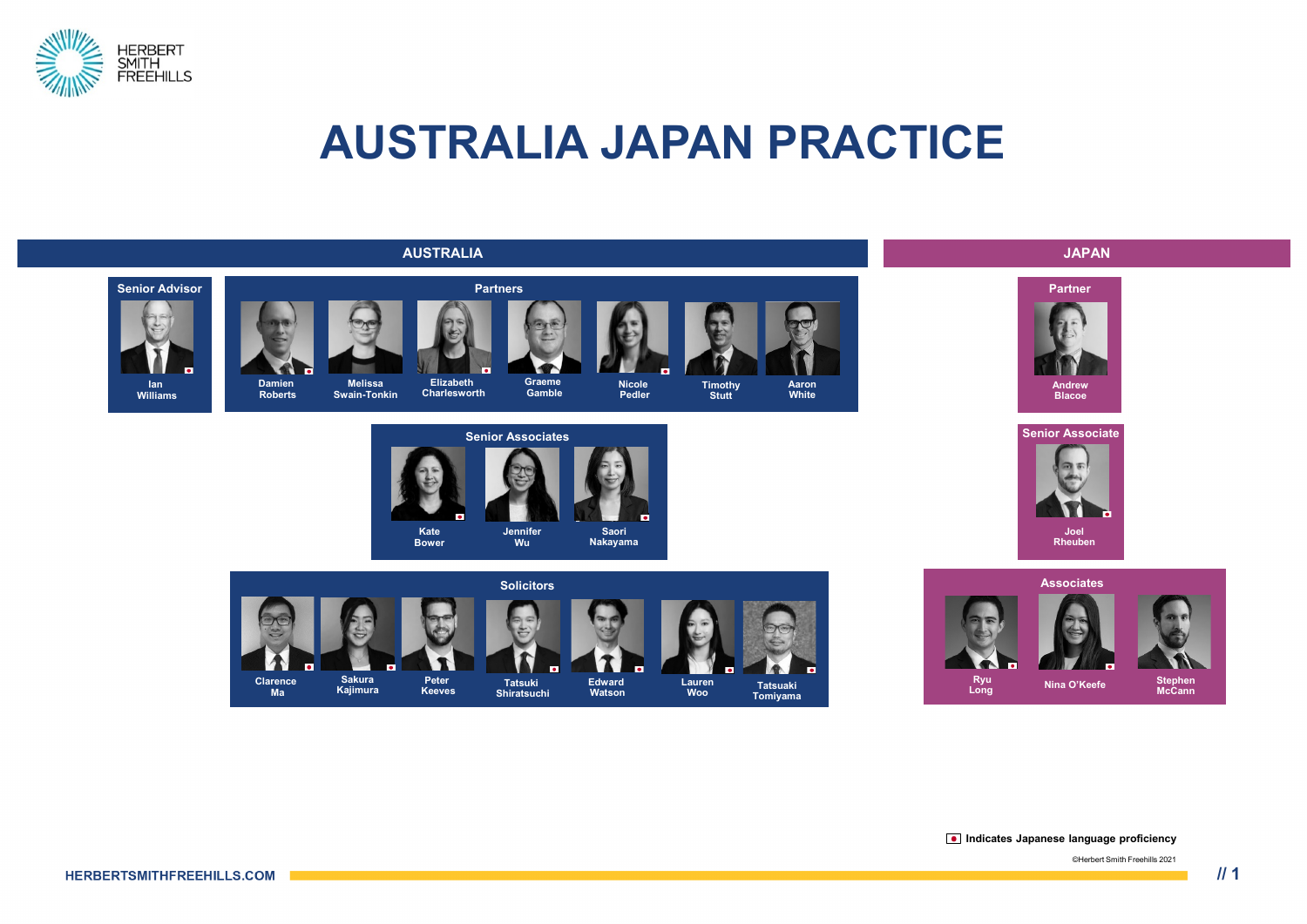# AUSTRALIA JAPAN PRACTICE

## AUSTRALIA

### Senior Advisor

- Ian Williams 🇯🇵

### Partners

- Damien Roberts 🇯🇵
- Melissa Swain-Tonkin
- Elizabeth Charlesworth 🇯🇵
- Graeme Gamble
- Nicole Pedler 🇯🇵
- Timothy Stutt
- Aaron White

### Senior Associates

- Kate Bower 🇯🇵
- Jennifer Wu
- Saori Nakayama 🇯🇵

### Solicitors

- Clarence Ma 🇯🇵
- Sakura Kajimura 🇯🇵
- Peter Keeves
- Tatsuki Shiratsuchi 🇯🇵
- Edward Watson 🇯🇵
- Lauren Woo 🇯🇵
- Tatsuaki Tomiyama 🇯🇵

## JAPAN

### Partner

- Andrew Blacoe

### Senior Associate

- Joel Rheuben 🇯🇵

### Associates

- Ryu Long 🇯🇵
- Nina O'Keefe 🇯🇵
- Stephen McCann

🇯🇵 Indicates Japanese language proficiency

©Herbert Smith Freehills 2021

HERBERTSMITHFREEHILLS.COM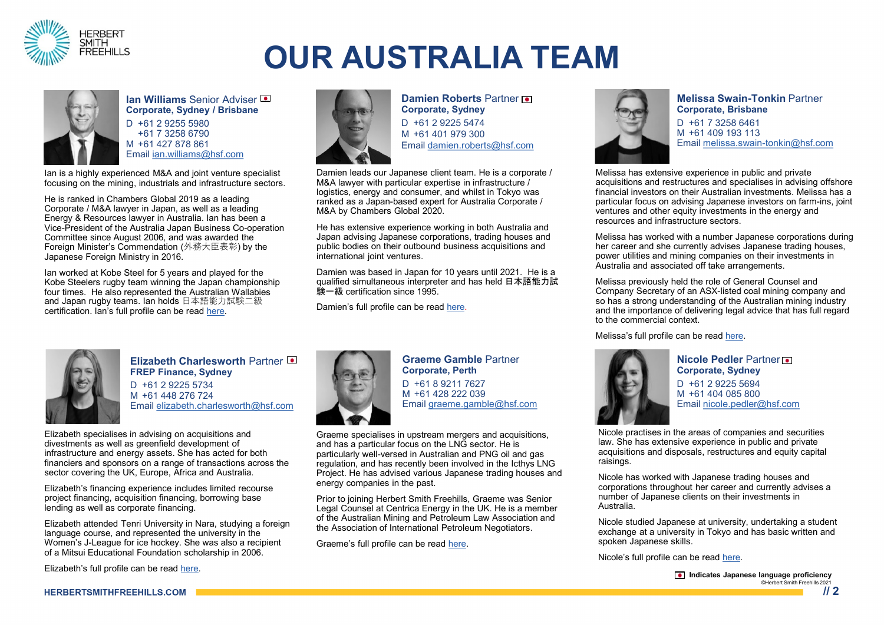# OUR AUSTRALIA TEAM

### **Ian Williams** Senior Adviser 🇯🇵
**Corporate, Sydney / Brisbane**

D +61 2 9255 5980
  +61 7 3258 6790
M +61 427 878 861
Email ian.williams@hsf.com

Ian is a highly experienced M&A and joint venture specialist focusing on the mining, industrials and infrastructure sectors.

He is ranked in Chambers Global 2019 as a leading Corporate / M&A lawyer in Japan, as well as a leading Energy & Resources lawyer in Australia. Ian has been a Vice-President of the Australia Japan Business Co-operation Committee since August 2006, and was awarded the Foreign Minister's Commendation (外務大臣表彰) by the Japanese Foreign Ministry in 2016.

Ian worked at Kobe Steel for 5 years and played for the Kobe Steelers rugby team winning the Japan championship four times. He also represented the Australian Wallabies and Japan rugby teams. Ian holds 日本語能力試験二級 certification. Ian's full profile can be read here.

### **Damien Roberts** Partner 🇯🇵
**Corporate, Sydney**

D +61 2 9225 5474
M +61 401 979 300
Email damien.roberts@hsf.com

Damien leads our Japanese client team. He is a corporate / M&A lawyer with particular expertise in infrastructure / logistics, energy and consumer, and whilst in Tokyo was ranked as a Japan-based expert for Australia Corporate / M&A by Chambers Global 2020.

He has extensive experience working in both Australia and Japan advising Japanese corporations, trading houses and public bodies on their outbound business acquisitions and international joint ventures.

Damien was based in Japan for 10 years until 2021. He is a qualified simultaneous interpreter and has held 日本語能力試験一級 certification since 1995.

Damien's full profile can be read here.

### **Melissa Swain-Tonkin** Partner
**Corporate, Brisbane**

D +61 7 3258 6461
M +61 409 193 113
Email melissa.swain-tonkin@hsf.com

Melissa has extensive experience in public and private acquisitions and restructures and specialises in advising offshore financial investors on their Australian investments. Melissa has a particular focus on advising Japanese investors on farm-ins, joint ventures and other equity investments in the energy and resources and infrastructure sectors.

Melissa has worked with a number Japanese corporations during her career and she currently advises Japanese trading houses, power utilities and mining companies on their investments in Australia and associated off take arrangements.

Melissa previously held the role of General Counsel and Company Secretary of an ASX-listed coal mining company and so has a strong understanding of the Australian mining industry and the importance of delivering legal advice that has full regard to the commercial context.

Melissa's full profile can be read here.

### **Elizabeth Charlesworth** Partner 🇯🇵
**FREP Finance, Sydney**

D +61 2 9225 5734
M +61 448 276 724
Email elizabeth.charlesworth@hsf.com

Elizabeth specialises in advising on acquisitions and divestments as well as greenfield development of infrastructure and energy assets. She has acted for both financiers and sponsors on a range of transactions across the sector covering the UK, Europe, Africa and Australia.

Elizabeth's financing experience includes limited recourse project financing, acquisition financing, borrowing base lending as well as corporate financing.

Elizabeth attended Tenri University in Nara, studying a foreign language course, and represented the university in the Women's J-League for ice hockey. She was also a recipient of a Mitsui Educational Foundation scholarship in 2006.

Elizabeth's full profile can be read here.

### **Graeme Gamble** Partner
**Corporate, Perth**

D +61 8 9211 7627
M +61 428 222 039
Email graeme.gamble@hsf.com

Graeme specialises in upstream mergers and acquisitions, and has a particular focus on the LNG sector. He is particularly well-versed in Australian and PNG oil and gas regulation, and has recently been involved in the Icthys LNG Project. He has advised various Japanese trading houses and energy companies in the past.

Prior to joining Herbert Smith Freehills, Graeme was Senior Legal Counsel at Centrica Energy in the UK. He is a member of the Australian Mining and Petroleum Law Association and the Association of International Petroleum Negotiators.

Graeme's full profile can be read here.

### **Nicole Pedler** Partner 🇯🇵
**Corporate, Sydney**

D +61 2 9225 5694
M +61 404 085 800
Email nicole.pedler@hsf.com

Nicole practises in the areas of companies and securities law. She has extensive experience in public and private acquisitions and disposals, restructures and equity capital raisings.

Nicole has worked with Japanese trading houses and corporations throughout her career and currently advises a number of Japanese clients on their investments in Australia.

Nicole studied Japanese at university, undertaking a student exchange at a university in Tokyo and has basic written and spoken Japanese skills.

Nicole's full profile can be read here.

🇯🇵 **Indicates Japanese language proficiency**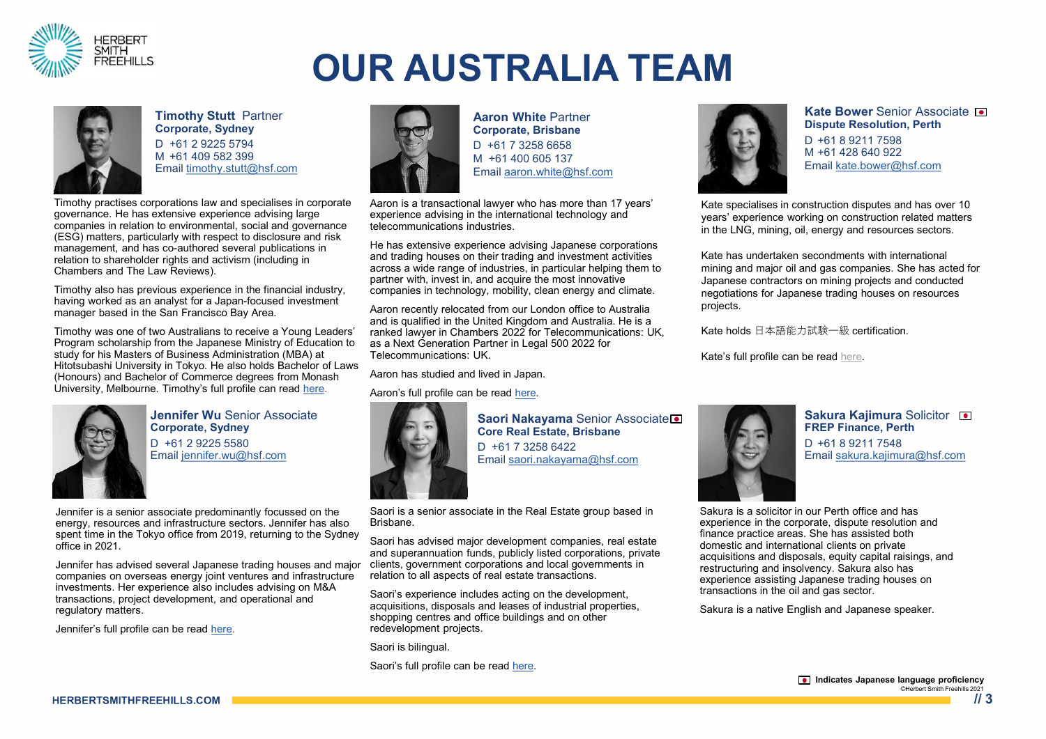# OUR AUSTRALIA TEAM

**Timothy Stutt** Partner
**Corporate, Sydney**
D +61 2 9225 5794
M +61 409 582 399
Email timothy.stutt@hsf.com

Timothy practises corporations law and specialises in corporate governance. He has extensive experience advising large companies in relation to environmental, social and governance (ESG) matters, particularly with respect to disclosure and risk management, and has co-authored several publications in relation to shareholder rights and activism (including in Chambers and The Law Reviews).

Timothy also has previous experience in the financial industry, having worked as an analyst for a Japan-focused investment manager based in the San Francisco Bay Area.

Timothy was one of two Australians to receive a Young Leaders' Program scholarship from the Japanese Ministry of Education to study for his Masters of Business Administration (MBA) at Hitotsubashi University in Tokyo. He also holds Bachelor of Laws (Honours) and Bachelor of Commerce degrees from Monash University, Melbourne. Timothy's full profile can read here.

**Jennifer Wu** Senior Associate
**Corporate, Sydney**
D +61 2 9225 5580
Email jennifer.wu@hsf.com

Jennifer is a senior associate predominantly focussed on the energy, resources and infrastructure sectors. Jennifer has also spent time in the Tokyo office from 2019, returning to the Sydney office in 2021.

Jennifer has advised several Japanese trading houses and major companies on overseas energy joint ventures and infrastructure investments. Her experience also includes advising on M&A transactions, project development, and operational and regulatory matters.

Jennifer's full profile can be read here.

**Aaron White** Partner
**Corporate, Brisbane**
D +61 7 3258 6658
M +61 400 605 137
Email aaron.white@hsf.com

Aaron is a transactional lawyer who has more than 17 years' experience advising in the international technology and telecommunications industries.

He has extensive experience advising Japanese corporations and trading houses on their trading and investment activities across a wide range of industries, in particular helping them to partner with, invest in, and acquire the most innovative companies in technology, mobility, clean energy and climate.

Aaron recently relocated from our London office to Australia and is qualified in the United Kingdom and Australia. He is a ranked lawyer in Chambers 2022 for Telecommunications: UK, as a Next Generation Partner in Legal 500 2022 for Telecommunications: UK.

Aaron has studied and lived in Japan.

Aaron's full profile can be read here.

**Saori Nakayama** Senior Associate 🇯🇵
**Core Real Estate, Brisbane**
D +61 7 3258 6422
Email saori.nakayama@hsf.com

Saori is a senior associate in the Real Estate group based in Brisbane.

Saori has advised major development companies, real estate and superannuation funds, publicly listed corporations, private clients, government corporations and local governments in relation to all aspects of real estate transactions.

Saori's experience includes acting on the development, acquisitions, disposals and leases of industrial properties, shopping centres and office buildings and on other redevelopment projects.

Saori is bilingual.

Saori's full profile can be read here.

**Kate Bower** Senior Associate 🇯🇵
**Dispute Resolution, Perth**
D +61 8 9211 7598
M +61 428 640 922
Email kate.bower@hsf.com

Kate specialises in construction disputes and has over 10 years' experience working on construction related matters in the LNG, mining, oil, energy and resources sectors.

Kate has undertaken secondments with international mining and major oil and gas companies. She has acted for Japanese contractors on mining projects and conducted negotiations for Japanese trading houses on resources projects.

Kate holds 日本語能力試験一級 certification.

Kate's full profile can be read here.

**Sakura Kajimura** Solicitor 🇯🇵
**FREP Finance, Perth**
D +61 8 9211 7548
Email sakura.kajimura@hsf.com

Sakura is a solicitor in our Perth office and has experience in the corporate, dispute resolution and finance practice areas. She has assisted both domestic and international clients on private acquisitions and disposals, equity capital raisings, and restructuring and insolvency. Sakura also has experience assisting Japanese trading houses on transactions in the oil and gas sector.

Sakura is a native English and Japanese speaker.

🇯🇵 **Indicates Japanese language proficiency**

©Herbert Smith Freehills 2021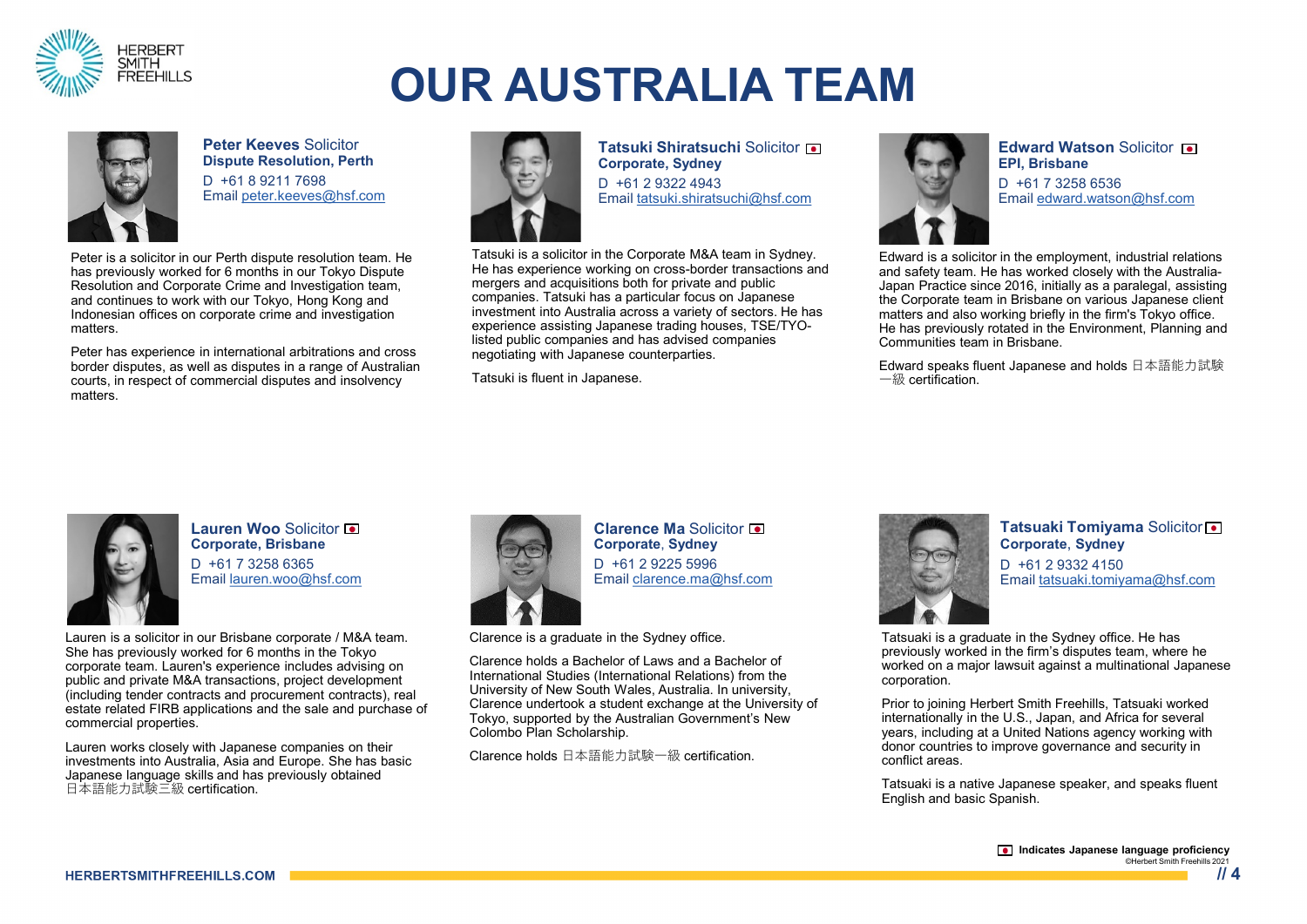# OUR AUSTRALIA TEAM

**Peter Keeves** Solicitor
**Dispute Resolution, Perth**
D +61 8 9211 7698
Email peter.keeves@hsf.com

Peter is a solicitor in our Perth dispute resolution team. He has previously worked for 6 months in our Tokyo Dispute Resolution and Corporate Crime and Investigation team, and continues to work with our Tokyo, Hong Kong and Indonesian offices on corporate crime and investigation matters.

Peter has experience in international arbitrations and cross border disputes, as well as disputes in a range of Australian courts, in respect of commercial disputes and insolvency matters.

**Tatsuki Shiratsuchi** Solicitor
**Corporate, Sydney**
D +61 2 9322 4943
Email tatsuki.shiratsuchi@hsf.com

Tatsuki is a solicitor in the Corporate M&A team in Sydney. He has experience working on cross-border transactions and mergers and acquisitions both for private and public companies. Tatsuki has a particular focus on Japanese investment into Australia across a variety of sectors. He has experience assisting Japanese trading houses, TSE/TYO-listed public companies and has advised companies negotiating with Japanese counterparties.

Tatsuki is fluent in Japanese.

**Edward Watson** Solicitor
**EPI, Brisbane**
D +61 7 3258 6536
Email edward.watson@hsf.com

Edward is a solicitor in the employment, industrial relations and safety team. He has worked closely with the Australia-Japan Practice since 2016, initially as a paralegal, assisting the Corporate team in Brisbane on various Japanese client matters and also working briefly in the firm's Tokyo office. He has previously rotated in the Environment, Planning and Communities team in Brisbane.

Edward speaks fluent Japanese and holds 日本語能力試験一級 certification.

**Lauren Woo** Solicitor
**Corporate, Brisbane**
D +61 7 3258 6365
Email lauren.woo@hsf.com

Lauren is a solicitor in our Brisbane corporate / M&A team. She has previously worked for 6 months in the Tokyo corporate team. Lauren's experience includes advising on public and private M&A transactions, project development (including tender contracts and procurement contracts), real estate related FIRB applications and the sale and purchase of commercial properties.

Lauren works closely with Japanese companies on their investments into Australia, Asia and Europe. She has basic Japanese language skills and has previously obtained 日本語能力試験三級 certification.

**Clarence Ma** Solicitor
**Corporate, Sydney**
D +61 2 9225 5996
Email clarence.ma@hsf.com

Clarence is a graduate in the Sydney office.

Clarence holds a Bachelor of Laws and a Bachelor of International Studies (International Relations) from the University of New South Wales, Australia. In university, Clarence undertook a student exchange at the University of Tokyo, supported by the Australian Government's New Colombo Plan Scholarship.

Clarence holds 日本語能力試験一級 certification.

**Tatsuaki Tomiyama** Solicitor
**Corporate, Sydney**
D +61 2 9332 4150
Email tatsuaki.tomiyama@hsf.com

Tatsuaki is a graduate in the Sydney office. He has previously worked in the firm's disputes team, where he worked on a major lawsuit against a multinational Japanese corporation.

Prior to joining Herbert Smith Freehills, Tatsuaki worked internationally in the U.S., Japan, and Africa for several years, including at a United Nations agency working with donor countries to improve governance and security in conflict areas.

Tatsuaki is a native Japanese speaker, and speaks fluent English and basic Spanish.

**Indicates Japanese language proficiency**

©Herbert Smith Freehills 2021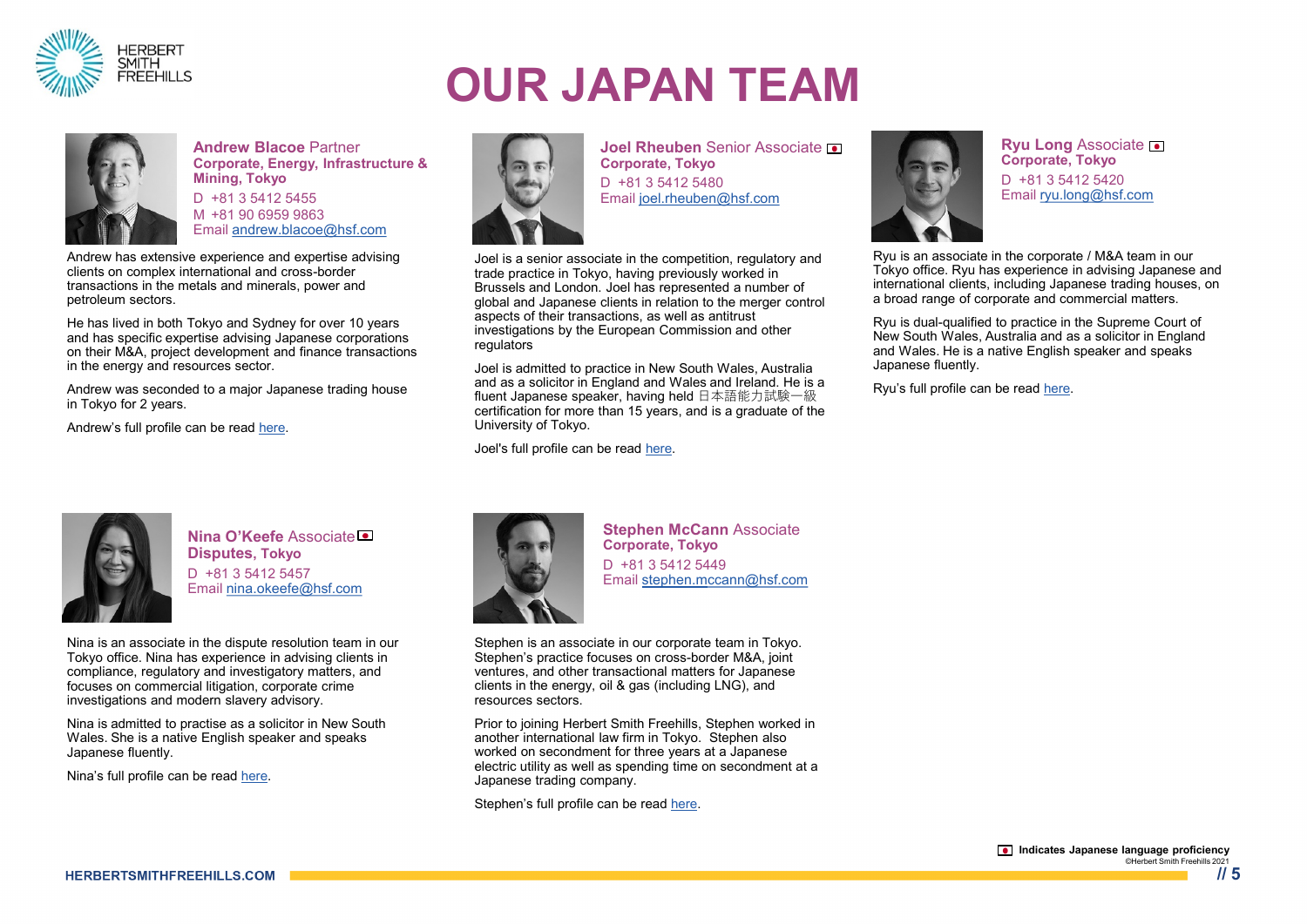# OUR JAPAN TEAM

### Andrew Blacoe Partner
**Corporate, Energy, Infrastructure & Mining, Tokyo**

D +81 3 5412 5455
M +81 90 6959 9863
Email andrew.blacoe@hsf.com

Andrew has extensive experience and expertise advising clients on complex international and cross-border transactions in the metals and minerals, power and petroleum sectors.

He has lived in both Tokyo and Sydney for over 10 years and has specific expertise advising Japanese corporations on their M&A, project development and finance transactions in the energy and resources sector.

Andrew was seconded to a major Japanese trading house in Tokyo for 2 years.

Andrew's full profile can be read here.

### Joel Rheuben Senior Associate
**Corporate, Tokyo**

D +81 3 5412 5480
Email joel.rheuben@hsf.com

Joel is a senior associate in the competition, regulatory and trade practice in Tokyo, having previously worked in Brussels and London. Joel has represented a number of global and Japanese clients in relation to the merger control aspects of their transactions, as well as antitrust investigations by the European Commission and other regulators

Joel is admitted to practice in New South Wales, Australia and as a solicitor in England and Wales and Ireland. He is a fluent Japanese speaker, having held 日本語能力試験一級 certification for more than 15 years, and is a graduate of the University of Tokyo.

Joel's full profile can be read here.

### Ryu Long Associate
**Corporate, Tokyo**

D +81 3 5412 5420
Email ryu.long@hsf.com

Ryu is an associate in the corporate / M&A team in our Tokyo office. Ryu has experience in advising Japanese and international clients, including Japanese trading houses, on a broad range of corporate and commercial matters.

Ryu is dual-qualified to practice in the Supreme Court of New South Wales, Australia and as a solicitor in England and Wales. He is a native English speaker and speaks Japanese fluently.

Ryu's full profile can be read here.

### Nina O'Keefe Associate
**Disputes, Tokyo**

D +81 3 5412 5457
Email nina.okeefe@hsf.com

Nina is an associate in the dispute resolution team in our Tokyo office. Nina has experience in advising clients in compliance, regulatory and investigatory matters, and focuses on commercial litigation, corporate crime investigations and modern slavery advisory.

Nina is admitted to practise as a solicitor in New South Wales. She is a native English speaker and speaks Japanese fluently.

Nina's full profile can be read here.

### Stephen McCann Associate
**Corporate, Tokyo**

D +81 3 5412 5449
Email stephen.mccann@hsf.com

Stephen is an associate in our corporate team in Tokyo. Stephen's practice focuses on cross-border M&A, joint ventures, and other transactional matters for Japanese clients in the energy, oil & gas (including LNG), and resources sectors.

Prior to joining Herbert Smith Freehills, Stephen worked in another international law firm in Tokyo. Stephen also worked on secondment for three years at a Japanese electric utility as well as spending time on secondment at a Japanese trading company.

Stephen's full profile can be read here.

**Indicates Japanese language proficiency**